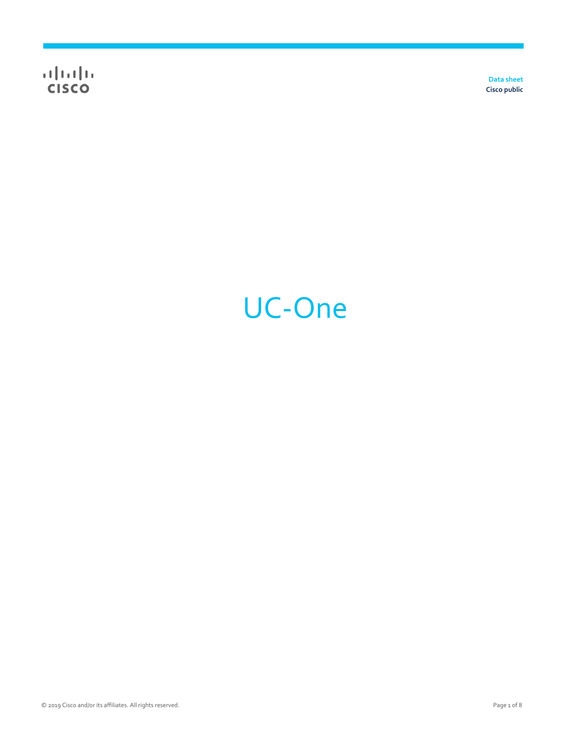Data sheet
Cisco public

# UC-One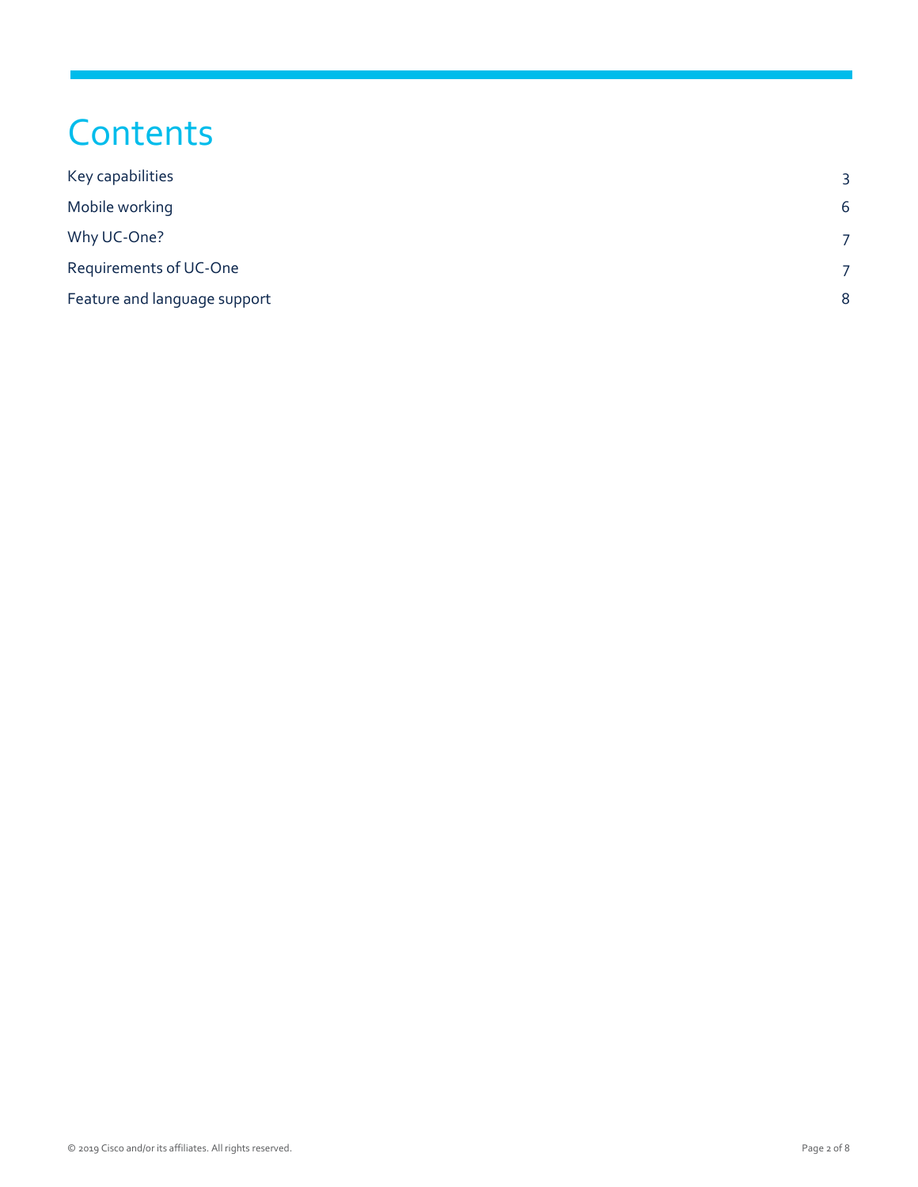# Contents

| | |
|---|---|
| Key capabilities | 3 |
| Mobile working | 6 |
| Why UC-One? | 7 |
| Requirements of UC-One | 7 |
| Feature and language support | 8 |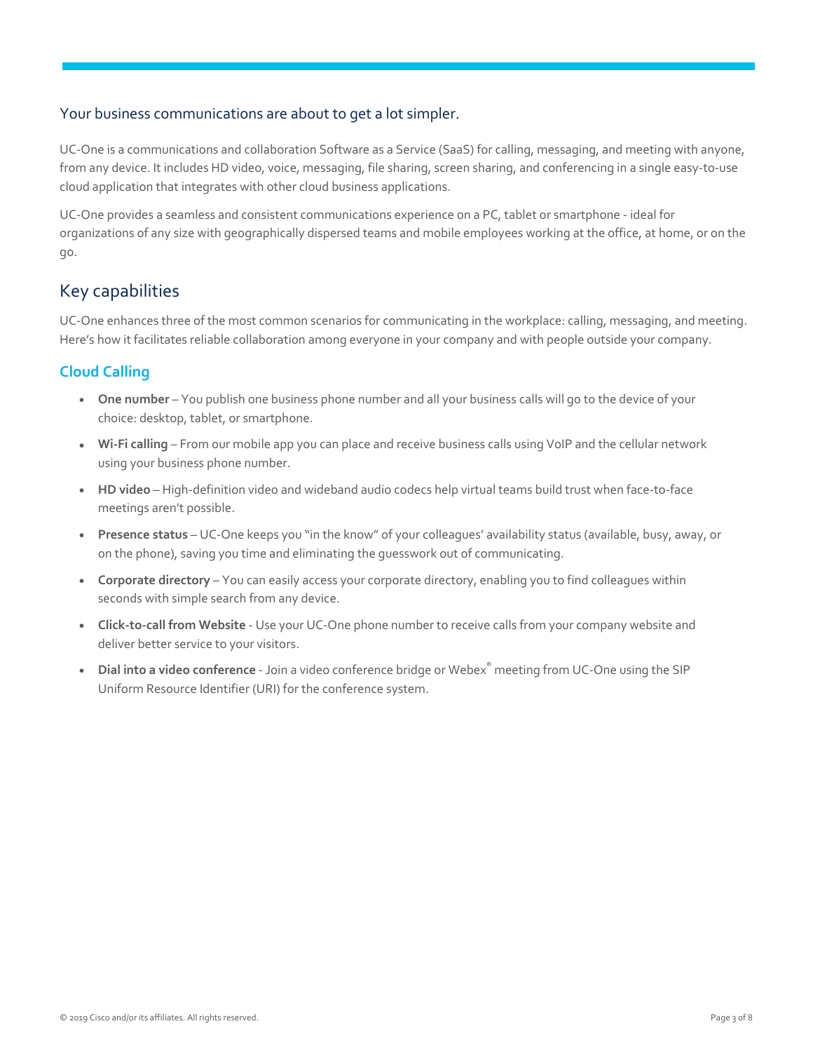## Your business communications are about to get a lot simpler.

UC-One is a communications and collaboration Software as a Service (SaaS) for calling, messaging, and meeting with anyone, from any device. It includes HD video, voice, messaging, file sharing, screen sharing, and conferencing in a single easy-to-use cloud application that integrates with other cloud business applications.

UC-One provides a seamless and consistent communications experience on a PC, tablet or smartphone - ideal for organizations of any size with geographically dispersed teams and mobile employees working at the office, at home, or on the go.

# Key capabilities

UC-One enhances three of the most common scenarios for communicating in the workplace: calling, messaging, and meeting. Here's how it facilitates reliable collaboration among everyone in your company and with people outside your company.

### Cloud Calling

- **One number** – You publish one business phone number and all your business calls will go to the device of your choice: desktop, tablet, or smartphone.
- **Wi-Fi calling** – From our mobile app you can place and receive business calls using VoIP and the cellular network using your business phone number.
- **HD video** – High-definition video and wideband audio codecs help virtual teams build trust when face-to-face meetings aren't possible.
- **Presence status** – UC-One keeps you "in the know" of your colleagues' availability status (available, busy, away, or on the phone), saving you time and eliminating the guesswork out of communicating.
- **Corporate directory** – You can easily access your corporate directory, enabling you to find colleagues within seconds with simple search from any device.
- **Click-to-call from Website** - Use your UC-One phone number to receive calls from your company website and deliver better service to your visitors.
- **Dial into a video conference** - Join a video conference bridge or Webex® meeting from UC-One using the SIP Uniform Resource Identifier (URI) for the conference system.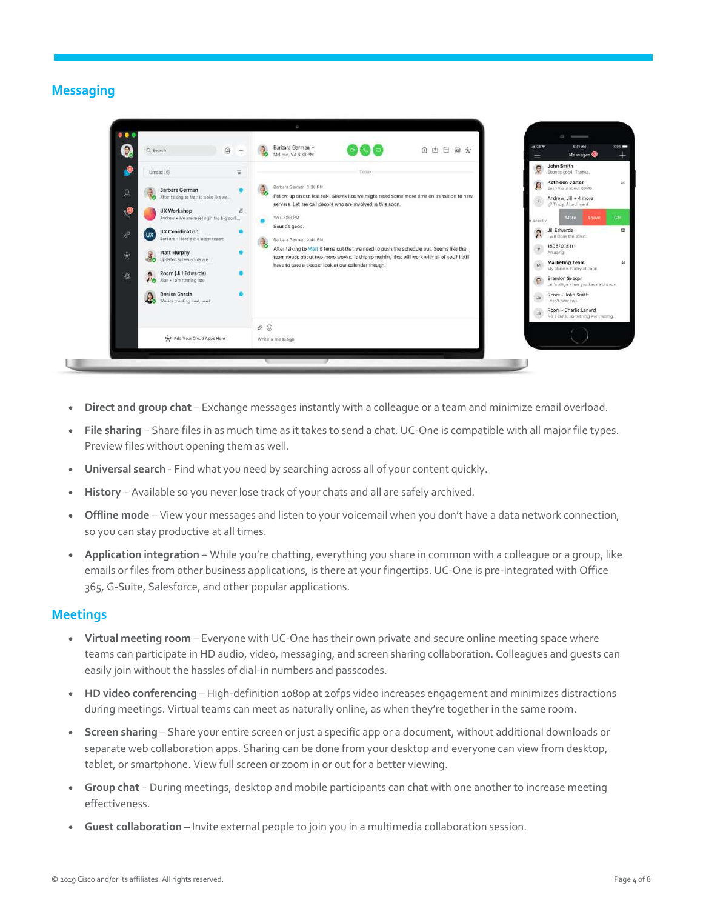## Messaging

- **Direct and group chat** – Exchange messages instantly with a colleague or a team and minimize email overload.
- **File sharing** – Share files in as much time as it takes to send a chat. UC-One is compatible with all major file types. Preview files without opening them as well.
- **Universal search** - Find what you need by searching across all of your content quickly.
- **History** – Available so you never lose track of your chats and all are safely archived.
- **Offline mode** – View your messages and listen to your voicemail when you don't have a data network connection, so you can stay productive at all times.
- **Application integration** – While you're chatting, everything you share in common with a colleague or a group, like emails or files from other business applications, is there at your fingertips. UC-One is pre-integrated with Office 365, G-Suite, Salesforce, and other popular applications.

## Meetings

- **Virtual meeting room** – Everyone with UC-One has their own private and secure online meeting space where teams can participate in HD audio, video, messaging, and screen sharing collaboration. Colleagues and guests can easily join without the hassles of dial-in numbers and passcodes.
- **HD video conferencing** – High-definition 1080p at 20fps video increases engagement and minimizes distractions during meetings. Virtual teams can meet as naturally online, as when they're together in the same room.
- **Screen sharing** – Share your entire screen or just a specific app or a document, without additional downloads or separate web collaboration apps. Sharing can be done from your desktop and everyone can view from desktop, tablet, or smartphone. View full screen or zoom in or out for a better viewing.
- **Group chat** – During meetings, desktop and mobile participants can chat with one another to increase meeting effectiveness.
- **Guest collaboration** – Invite external people to join you in a multimedia collaboration session.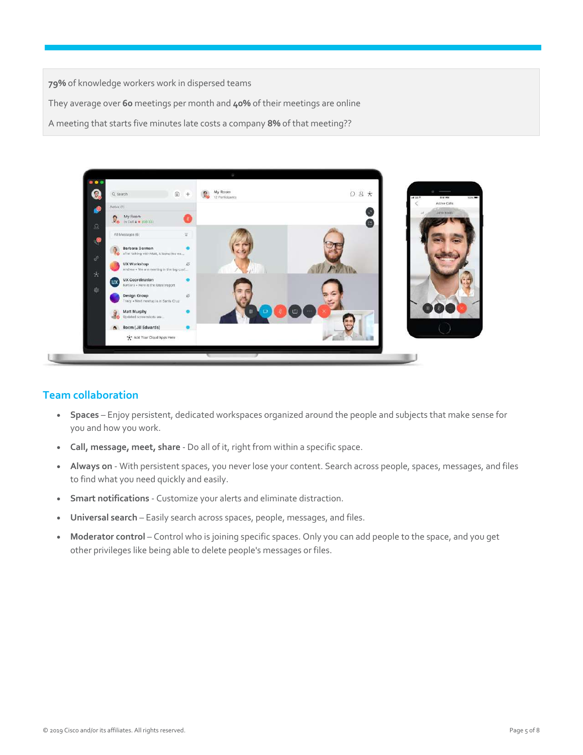**79%** of knowledge workers work in dispersed teams

They average over **60** meetings per month and **40%** of their meetings are online

A meeting that starts five minutes late costs a company **8%** of that meeting??

## Team collaboration

- **Spaces** – Enjoy persistent, dedicated workspaces organized around the people and subjects that make sense for you and how you work.
- **Call, message, meet, share** - Do all of it, right from within a specific space.
- **Always on** - With persistent spaces, you never lose your content. Search across people, spaces, messages, and files to find what you need quickly and easily.
- **Smart notifications** - Customize your alerts and eliminate distraction.
- **Universal search** – Easily search across spaces, people, messages, and files.
- **Moderator control** – Control who is joining specific spaces. Only you can add people to the space, and you get other privileges like being able to delete people's messages or files.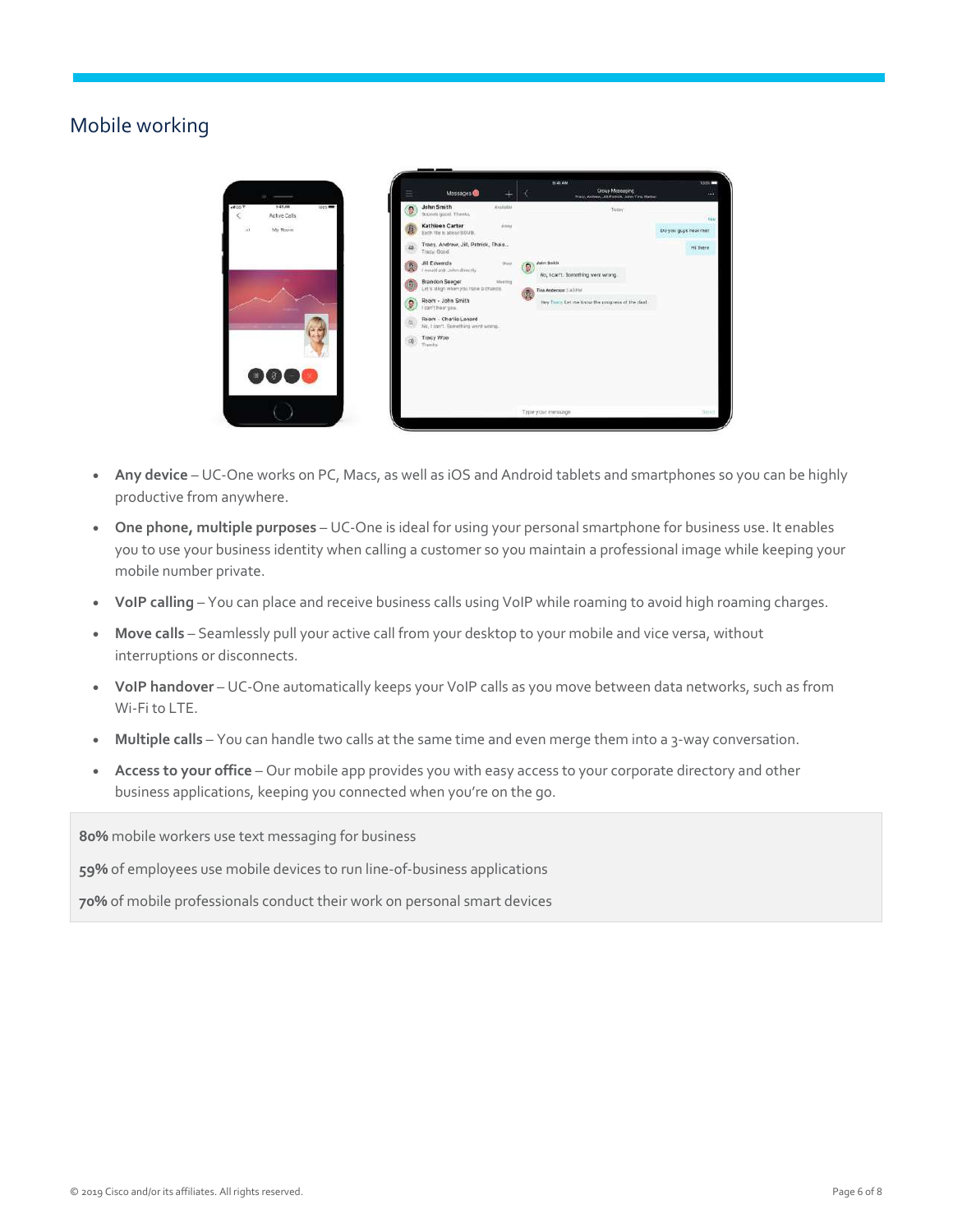## Mobile working

- **Any device** – UC-One works on PC, Macs, as well as iOS and Android tablets and smartphones so you can be highly productive from anywhere.
- **One phone, multiple purposes** – UC-One is ideal for using your personal smartphone for business use. It enables you to use your business identity when calling a customer so you maintain a professional image while keeping your mobile number private.
- **VoIP calling** – You can place and receive business calls using VoIP while roaming to avoid high roaming charges.
- **Move calls** – Seamlessly pull your active call from your desktop to your mobile and vice versa, without interruptions or disconnects.
- **VoIP handover** – UC-One automatically keeps your VoIP calls as you move between data networks, such as from Wi-Fi to LTE.
- **Multiple calls** – You can handle two calls at the same time and even merge them into a 3-way conversation.
- **Access to your office** – Our mobile app provides you with easy access to your corporate directory and other business applications, keeping you connected when you're on the go.

**80%** mobile workers use text messaging for business

**59%** of employees use mobile devices to run line-of-business applications

**70%** of mobile professionals conduct their work on personal smart devices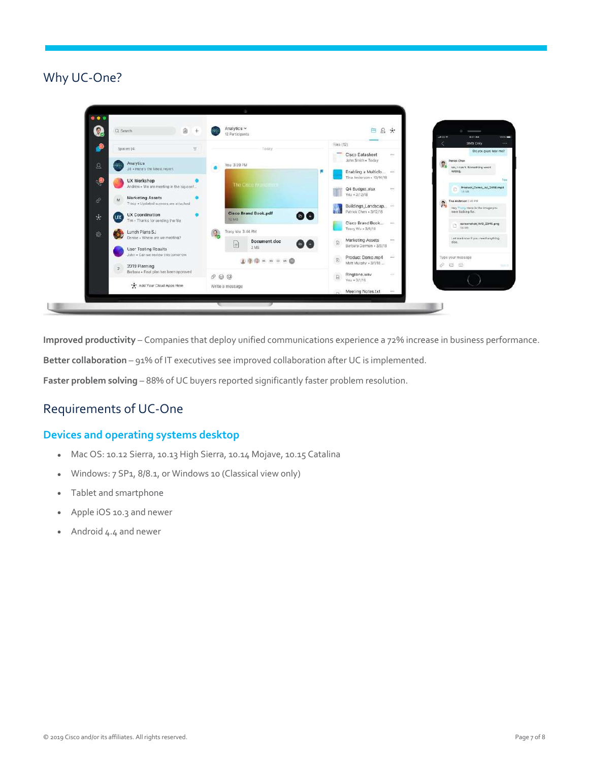## Why UC-One?

**Improved productivity** – Companies that deploy unified communications experience a 72% increase in business performance.

**Better collaboration** – 91% of IT executives see improved collaboration after UC is implemented.

**Faster problem solving** – 88% of UC buyers reported significantly faster problem resolution.

## Requirements of UC-One

### Devices and operating systems desktop

- Mac OS: 10.12 Sierra, 10.13 High Sierra, 10.14 Mojave, 10.15 Catalina
- Windows: 7 SP1, 8/8.1, or Windows 10 (Classical view only)
- Tablet and smartphone
- Apple iOS 10.3 and newer
- Android 4.4 and newer

© 2019 Cisco and/or its affiliates. All rights reserved.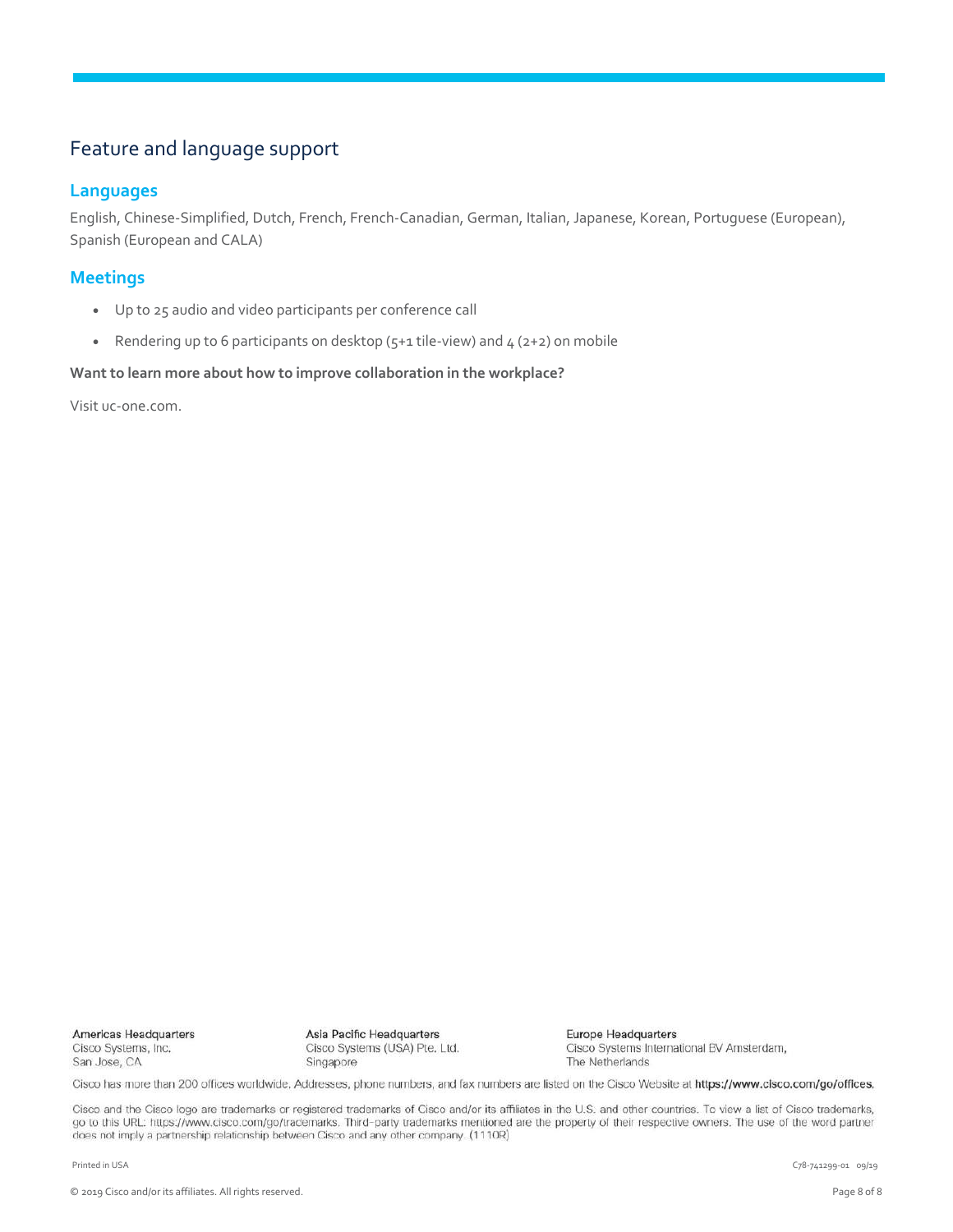## Feature and language support

### Languages

English, Chinese-Simplified, Dutch, French, French-Canadian, German, Italian, Japanese, Korean, Portuguese (European), Spanish (European and CALA)

### Meetings

- Up to 25 audio and video participants per conference call
- Rendering up to 6 participants on desktop (5+1 tile-view) and 4 (2+2) on mobile

**Want to learn more about how to improve collaboration in the workplace?**

Visit uc-one.com.

Americas Headquarters
Cisco Systems, Inc.
San Jose, CA

Asia Pacific Headquarters
Cisco Systems (USA) Pte. Ltd.
Singapore

Europe Headquarters
Cisco Systems International BV Amsterdam,
The Netherlands

Cisco has more than 200 offices worldwide. Addresses, phone numbers, and fax numbers are listed on the Cisco Website at **https://www.cisco.com/go/offices.**

Cisco and the Cisco logo are trademarks or registered trademarks of Cisco and/or its affiliates in the U.S. and other countries. To view a list of Cisco trademarks, go to this URL: https://www.cisco.com/go/trademarks. Third-party trademarks mentioned are the property of their respective owners. The use of the word partner does not imply a partnership relationship between Cisco and any other company. (1110R)

Printed in USA

C78-741299-01 09/19

© 2019 Cisco and/or its affiliates. All rights reserved.